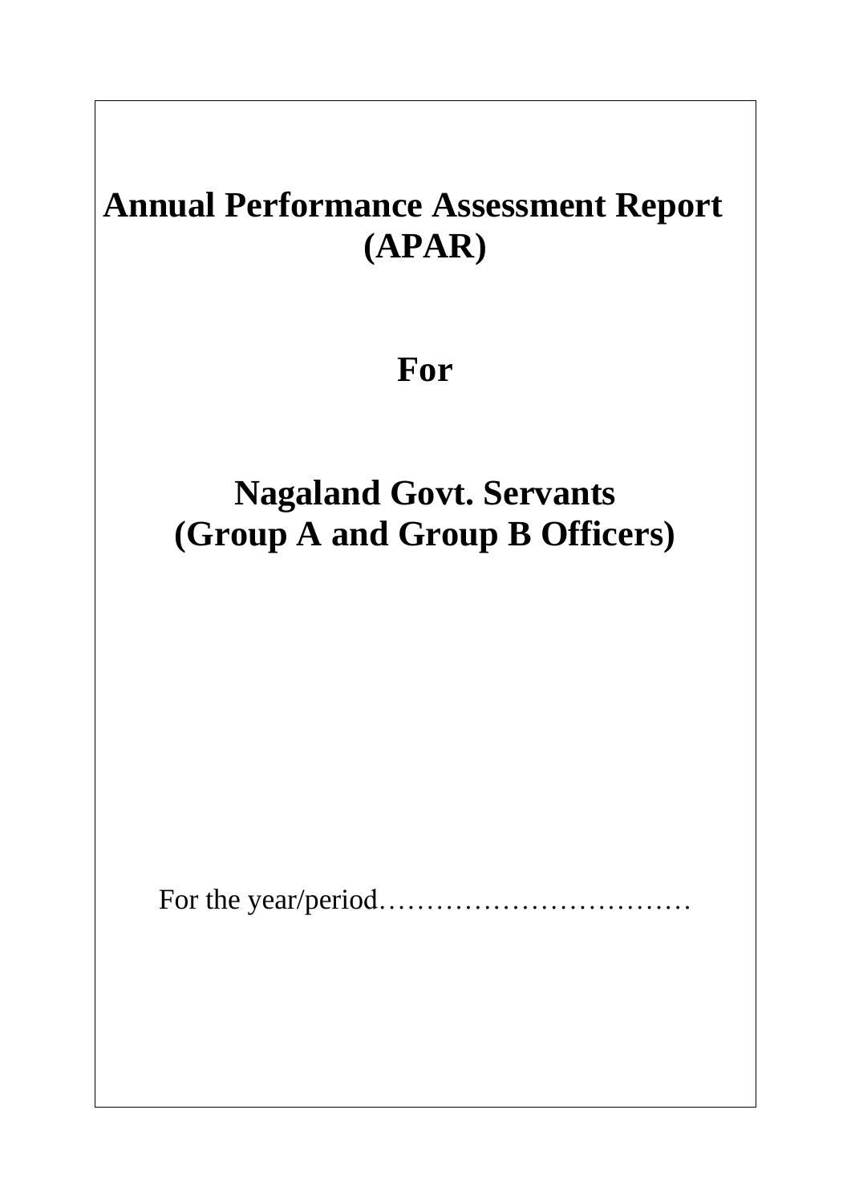# Annual Performance Assessment Report (APAR)

# For

# Nagaland Govt. Servants (Group A and Group B Officers)

For the year/period……………………………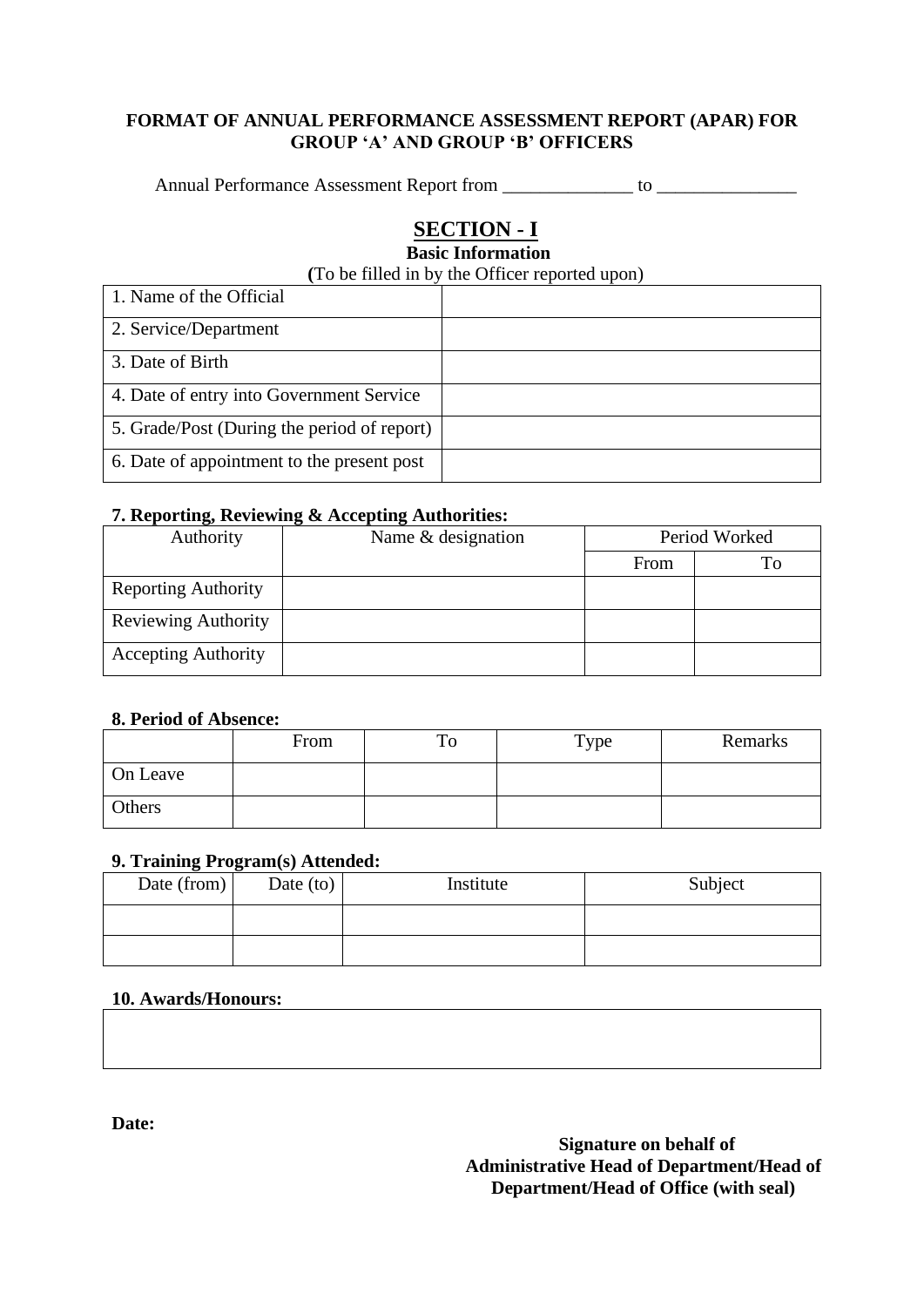**FORMAT OF ANNUAL PERFORMANCE ASSESSMENT REPORT (APAR) FOR GROUP 'A' AND GROUP 'B' OFFICERS**

Annual Performance Assessment Report from ______________ to _______________

## SECTION - I

**Basic Information**

(To be filled in by the Officer reported upon)

| | |
|---|---|
| 1. Name of the Official | |
| 2. Service/Department | |
| 3. Date of Birth | |
| 4. Date of entry into Government Service | |
| 5. Grade/Post (During the period of report) | |
| 6. Date of appointment to the present post | |

**7. Reporting, Reviewing & Accepting Authorities:**

| Authority | Name & designation | Period Worked | |
|---|---|---|---|
| | | From | To |
| Reporting Authority | | | |
| Reviewing Authority | | | |
| Accepting Authority | | | |

**8. Period of Absence:**

| | From | To | Type | Remarks |
|---|---|---|---|---|
| On Leave | | | | |
| Others | | | | |

**9. Training Program(s) Attended:**

| Date (from) | Date (to) | Institute | Subject |
|---|---|---|---|
| | | | |
| | | | |

**10. Awards/Honours:**

| |
|---|
| |

**Date:**

**Signature on behalf of Administrative Head of Department/Head of Department/Head of Office (with seal)**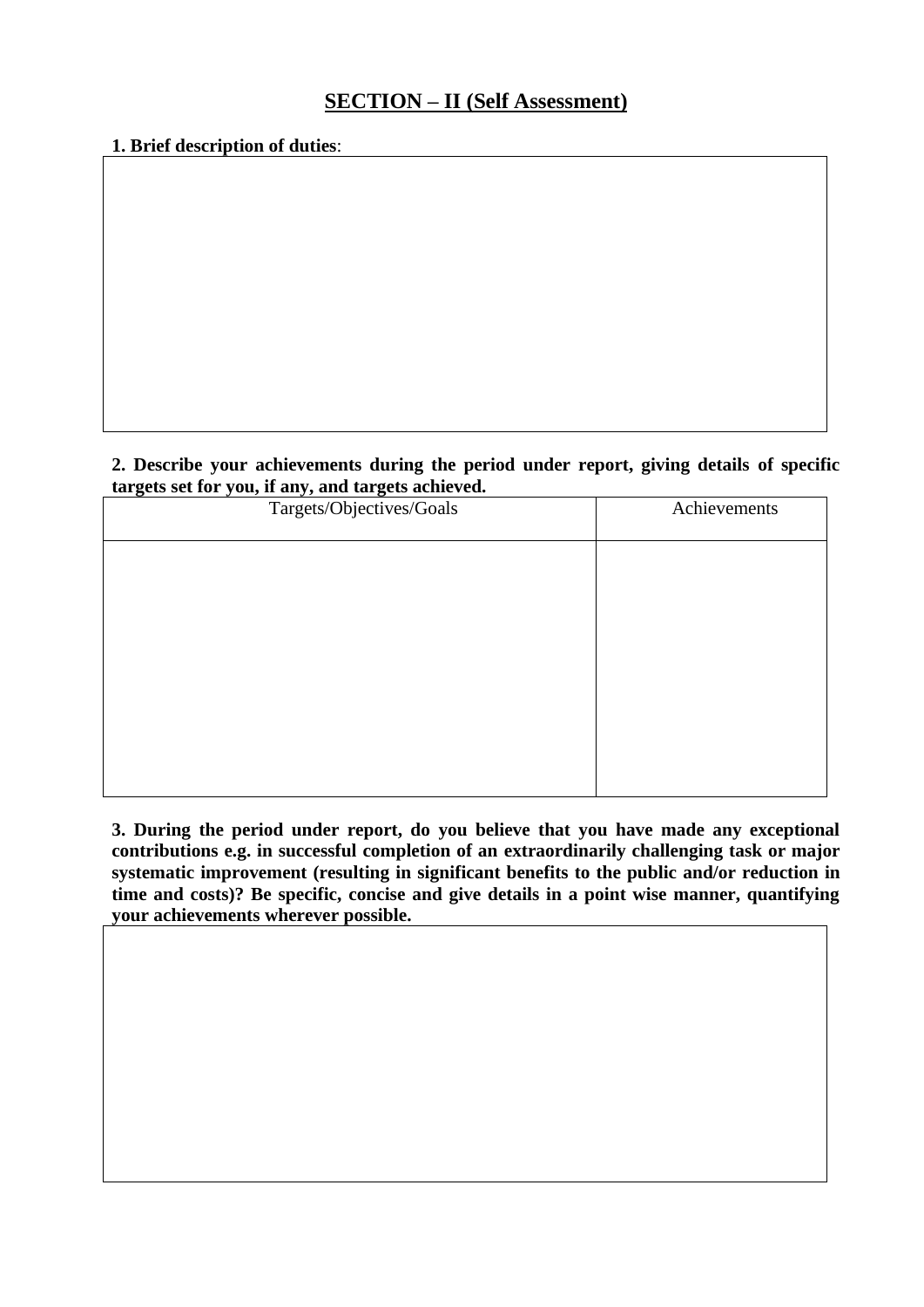## SECTION – II (Self Assessment)

**1. Brief description of duties**:

**2. Describe your achievements during the period under report, giving details of specific targets set for you, if any, and targets achieved.**

| Targets/Objectives/Goals | Achievements |
|---|---|
| | |

**3. During the period under report, do you believe that you have made any exceptional contributions e.g. in successful completion of an extraordinarily challenging task or major systematic improvement (resulting in significant benefits to the public and/or reduction in time and costs)? Be specific, concise and give details in a point wise manner, quantifying your achievements wherever possible.**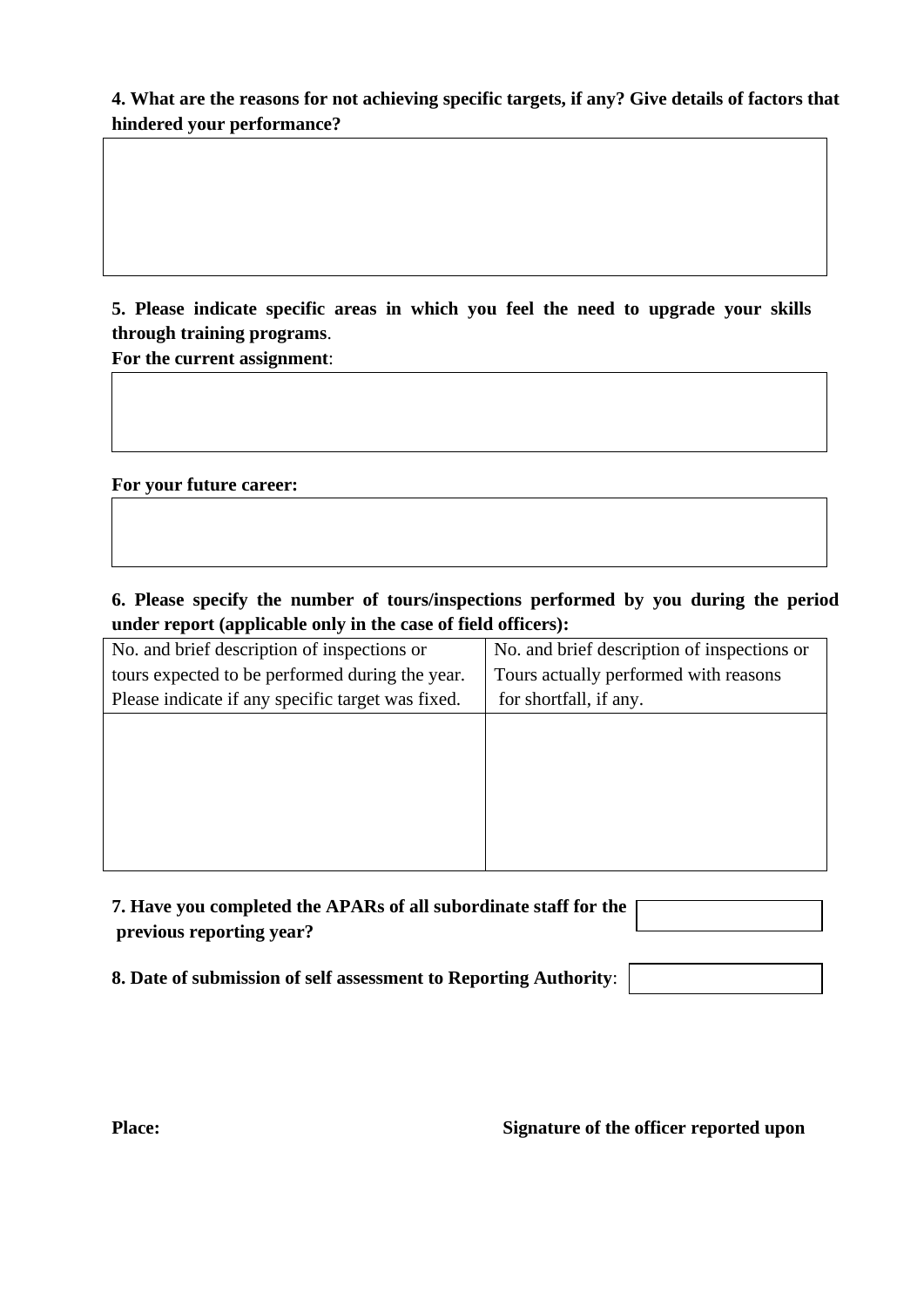**4. What are the reasons for not achieving specific targets, if any? Give details of factors that hindered your performance?**

| |
|---|
| |

**5. Please indicate specific areas in which you feel the need to upgrade your skills through training programs**.

**For the current assignment**:

| |
|---|
| |

**For your future career:**

| |
|---|
| |

**6. Please specify the number of tours/inspections performed by you during the period under report (applicable only in the case of field officers):**

| No. and brief description of inspections or tours expected to be performed during the year. Please indicate if any specific target was fixed. | No. and brief description of inspections or Tours actually performed with reasons for shortfall, if any. |
|---|---|
| | |

**7. Have you completed the APARs of all subordinate staff for the previous reporting year?**

**8. Date of submission of self assessment to Reporting Authority**:

**Place:** **Signature of the officer reported upon**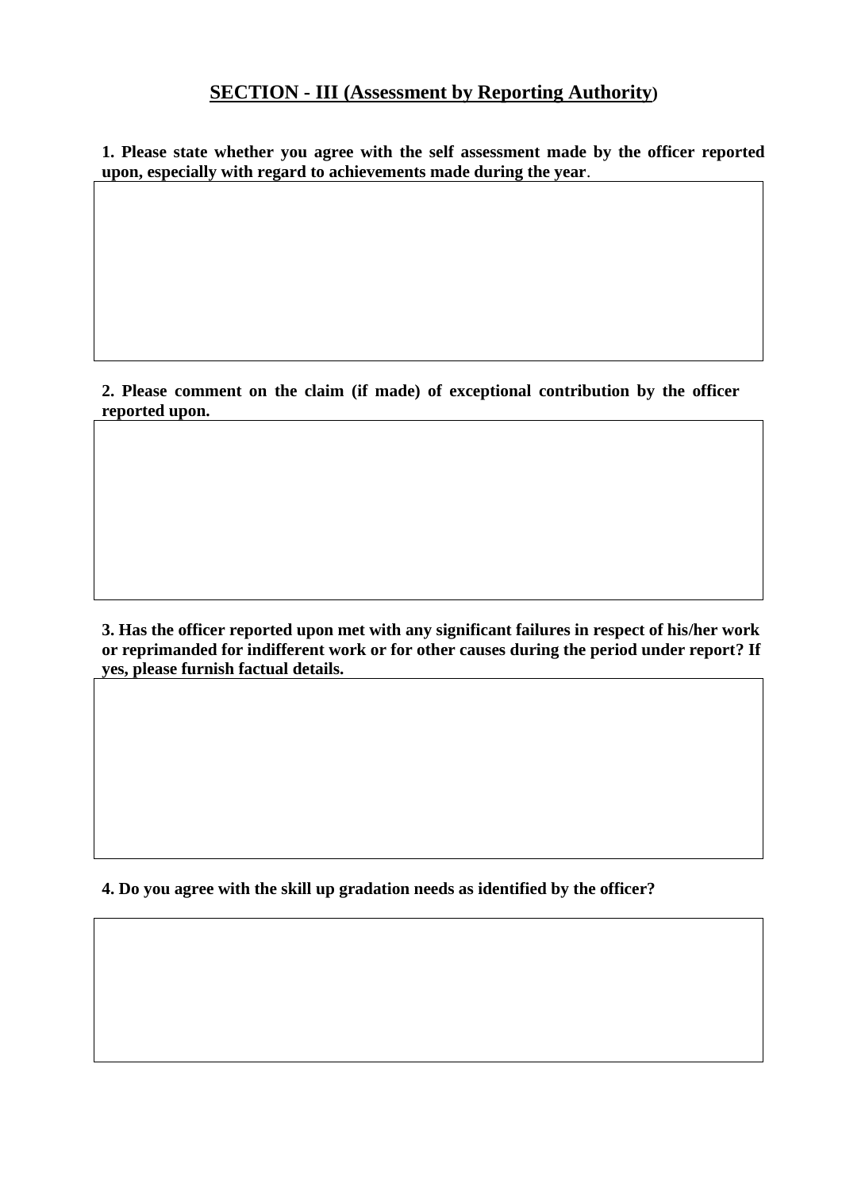## SECTION - III (Assessment by Reporting Authority)

**1. Please state whether you agree with the self assessment made by the officer reported upon, especially with regard to achievements made during the year**.

**2. Please comment on the claim (if made) of exceptional contribution by the officer reported upon.**

**3. Has the officer reported upon met with any significant failures in respect of his/her work or reprimanded for indifferent work or for other causes during the period under report? If yes, please furnish factual details.**

**4. Do you agree with the skill up gradation needs as identified by the officer?**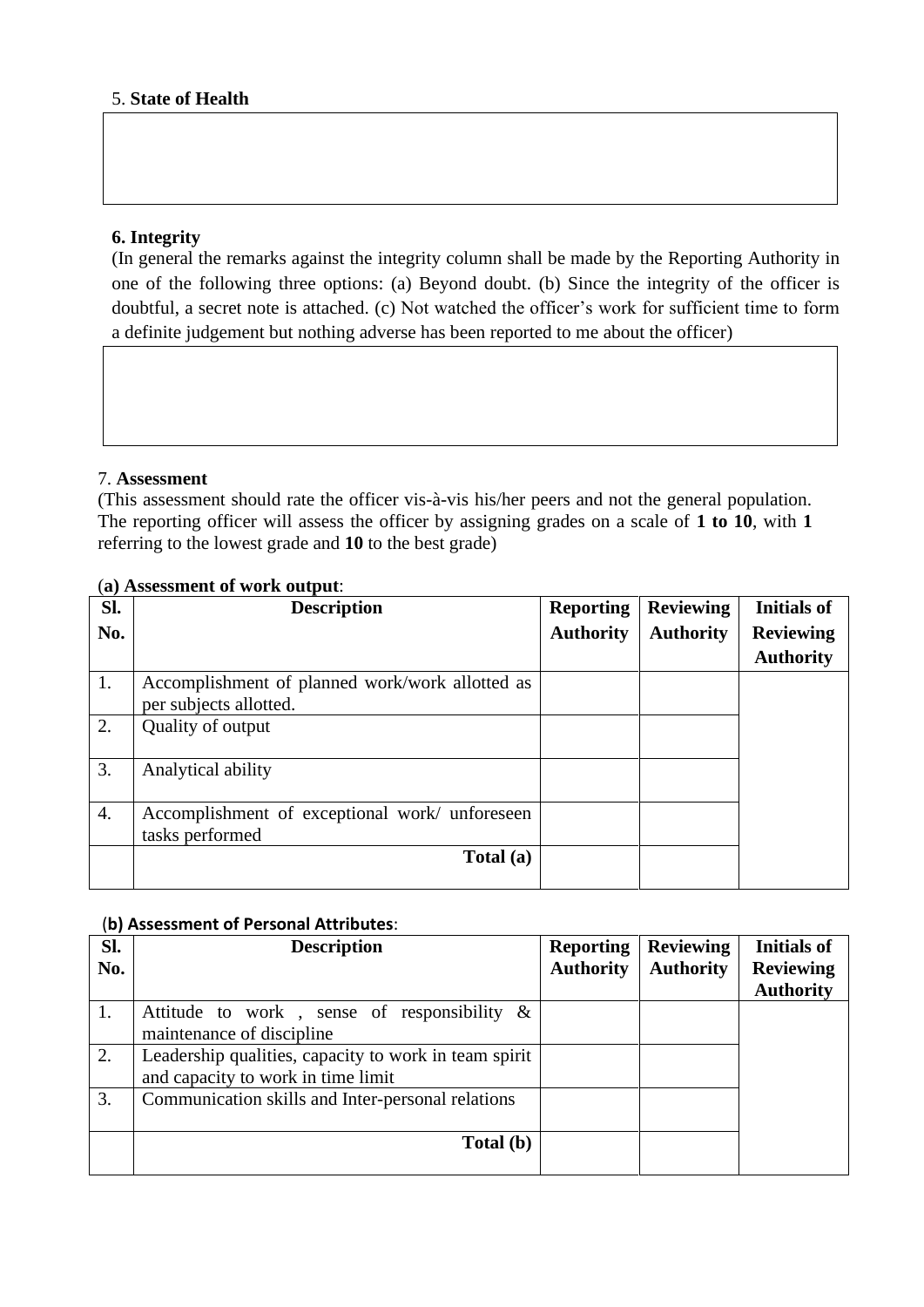5. **State of Health**

6. **Integrity**

(In general the remarks against the integrity column shall be made by the Reporting Authority in one of the following three options: (a) Beyond doubt. (b) Since the integrity of the officer is doubtful, a secret note is attached. (c) Not watched the officer's work for sufficient time to form a definite judgement but nothing adverse has been reported to me about the officer)

7. **Assessment**

(This assessment should rate the officer vis-à-vis his/her peers and not the general population. The reporting officer will assess the officer by assigning grades on a scale of **1 to 10**, with **1** referring to the lowest grade and **10** to the best grade)

(**a) Assessment of work output**:

| Sl. No. | Description | Reporting Authority | Reviewing Authority | Initials of Reviewing Authority |
|---|---|---|---|---|
| 1. | Accomplishment of planned work/work allotted as per subjects allotted. | | | |
| 2. | Quality of output | | | |
| 3. | Analytical ability | | | |
| 4. | Accomplishment of exceptional work/ unforeseen tasks performed | | | |
| | **Total (a)** | | | |

(**b) Assessment of Personal Attributes**:

| Sl. No. | Description | Reporting Authority | Reviewing Authority | Initials of Reviewing Authority |
|---|---|---|---|---|
| 1. | Attitude to work , sense of responsibility & maintenance of discipline | | | |
| 2. | Leadership qualities, capacity to work in team spirit and capacity to work in time limit | | | |
| 3. | Communication skills and Inter-personal relations | | | |
| | **Total (b)** | | | |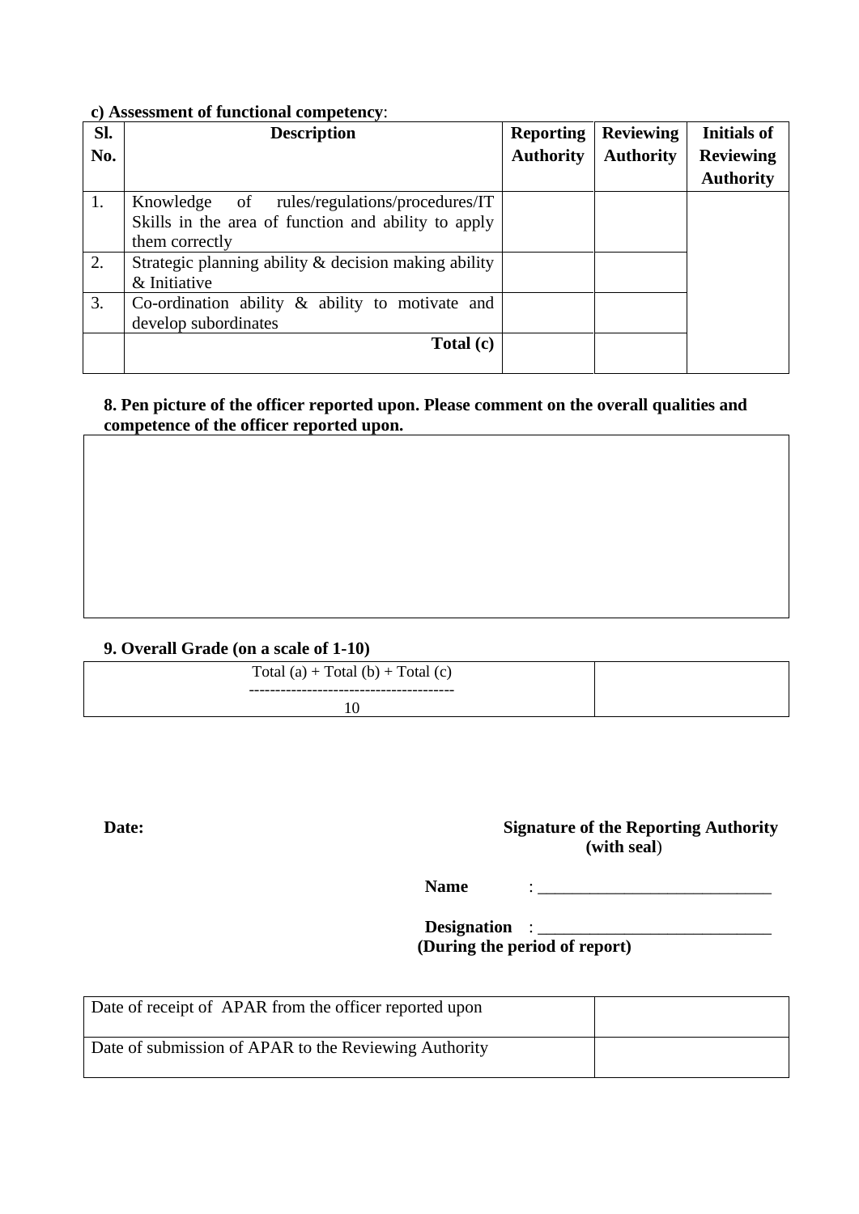**c) Assessment of functional competency**:

| Sl. No. | Description | Reporting Authority | Reviewing Authority | Initials of Reviewing Authority |
|---|---|---|---|---|
| 1. | Knowledge of rules/regulations/procedures/IT Skills in the area of function and ability to apply them correctly | | | |
| 2. | Strategic planning ability & decision making ability & Initiative | | | |
| 3. | Co-ordination ability & ability to motivate and develop subordinates | | | |
| | **Total (c)** | | | |

**8. Pen picture of the officer reported upon. Please comment on the overall qualities and competence of the officer reported upon.**

| |
|---|
| |

**9. Overall Grade (on a scale of 1-10)**

| $\frac{\text{Total (a)} + \text{Total (b)} + \text{Total (c)}}{10}$ | |
|---|---|

**Date:**

**Signature of the Reporting Authority (with seal)**

**Name** : ___________________________

**Designation** : ___________________________
**(During the period of report)**

| Date of receipt of APAR from the officer reported upon | |
|---|---|
| Date of submission of APAR to the Reviewing Authority | |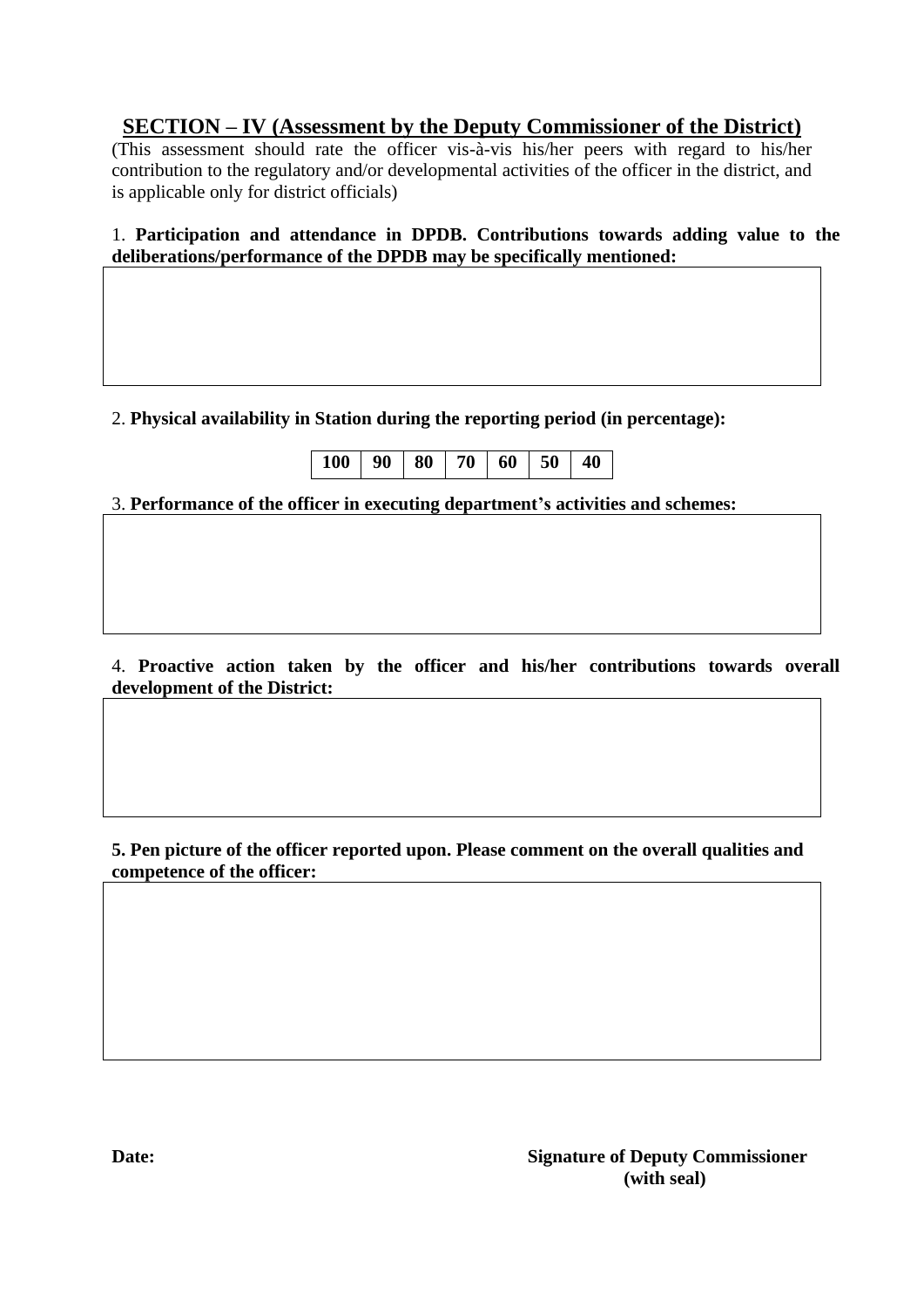## SECTION – IV (Assessment by the Deputy Commissioner of the District)

(This assessment should rate the officer vis-à-vis his/her peers with regard to his/her contribution to the regulatory and/or developmental activities of the officer in the district, and is applicable only for district officials)

1. **Participation and attendance in DPDB. Contributions towards adding value to the deliberations/performance of the DPDB may be specifically mentioned:**

| |
|---|
| |

2. **Physical availability in Station during the reporting period (in percentage):**

| 100 | 90 | 80 | 70 | 60 | 50 | 40 |
|---|---|---|---|---|---|---|

3. **Performance of the officer in executing department's activities and schemes:**

| |
|---|
| |

4. **Proactive action taken by the officer and his/her contributions towards overall development of the District:**

| |
|---|
| |

**5. Pen picture of the officer reported upon. Please comment on the overall qualities and competence of the officer:**

| |
|---|
| |

**Date:**

**Signature of Deputy Commissioner (with seal)**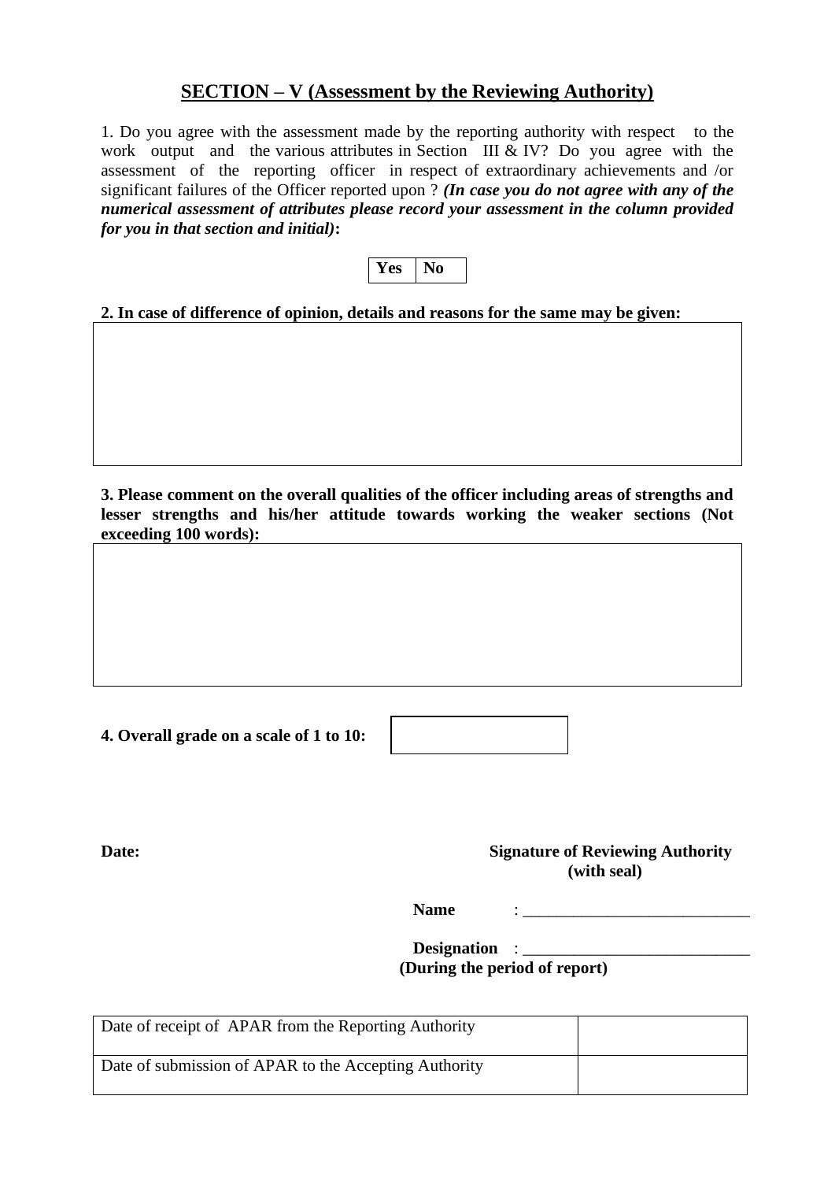## SECTION – V (Assessment by the Reviewing Authority)

1. Do you agree with the assessment made by the reporting authority with respect to the work output and the various attributes in Section III & IV? Do you agree with the assessment of the reporting officer in respect of extraordinary achievements and /or significant failures of the Officer reported upon ? ***(In case you do not agree with any of the numerical assessment of attributes please record your assessment in the column provided for you in that section and initial)*****:**

| **Yes** | **No** |
|---|---|

**2. In case of difference of opinion, details and reasons for the same may be given:**

| |
|---|
| |

**3. Please comment on the overall qualities of the officer including areas of strengths and lesser strengths and his/her attitude towards working the weaker sections (Not exceeding 100 words):**

| |
|---|
| |

**4. Overall grade on a scale of 1 to 10:**

| |
|---|
| |

**Date:**

**Signature of Reviewing Authority (with seal)**

**Name** : ____________________________

**Designation** : ____________________________
**(During the period of report)**

| Date of receipt of APAR from the Reporting Authority | |
|---|---|
| Date of submission of APAR to the Accepting Authority | |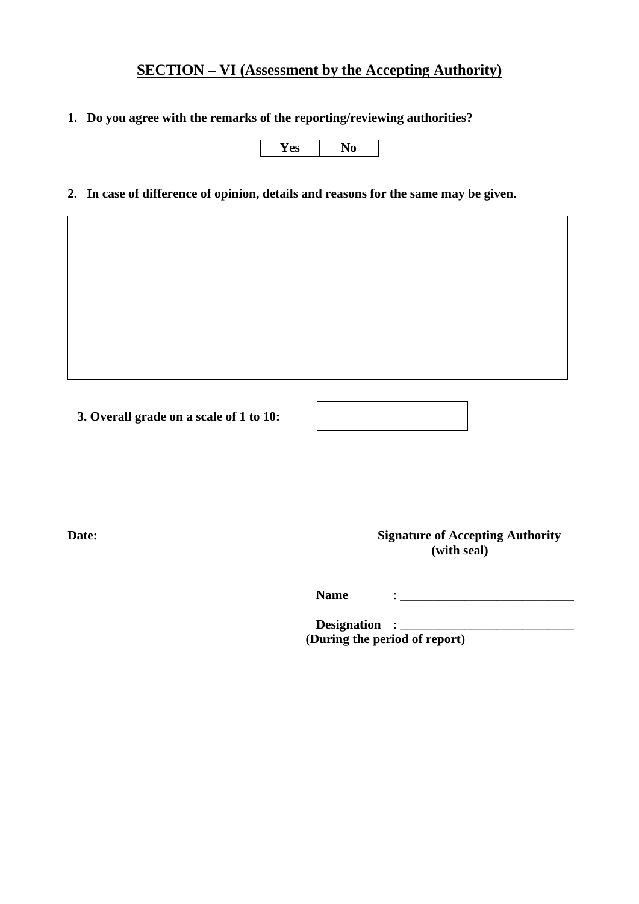## SECTION – VI (Assessment by the Accepting Authority)

**1. Do you agree with the remarks of the reporting/reviewing authorities?**

| Yes | No |
|---|---|

**2. In case of difference of opinion, details and reasons for the same may be given.**

| |
|---|
| |

**3. Overall grade on a scale of 1 to 10:**

| |
|---|
| |

**Date:**

**Signature of Accepting Authority (with seal)**

**Name** : ____________________________

**Designation** : ____________________________
**(During the period of report)**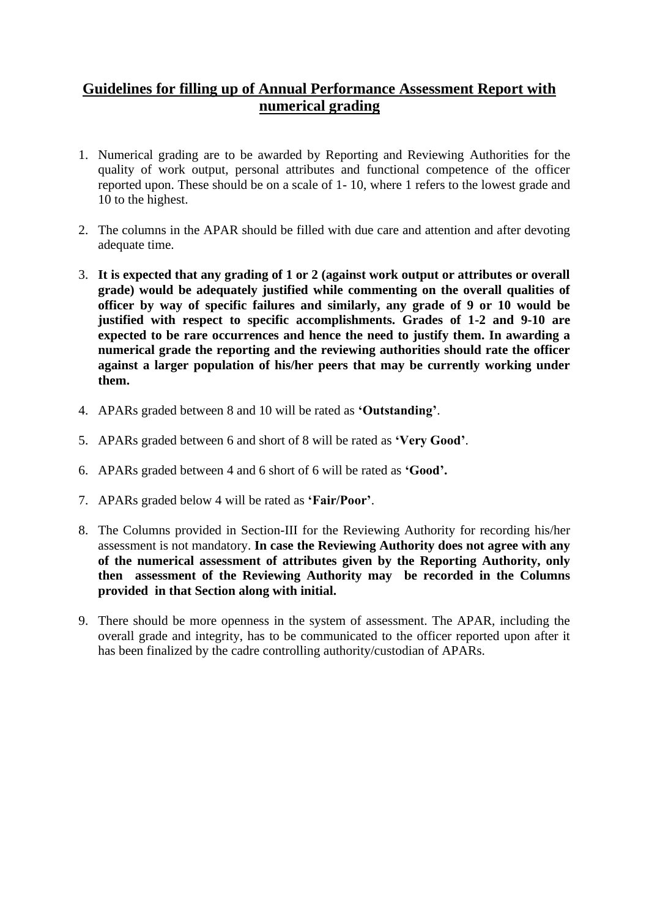## Guidelines for filling up of Annual Performance Assessment Report with numerical grading

1. Numerical grading are to be awarded by Reporting and Reviewing Authorities for the quality of work output, personal attributes and functional competence of the officer reported upon. These should be on a scale of 1- 10, where 1 refers to the lowest grade and 10 to the highest.

2. The columns in the APAR should be filled with due care and attention and after devoting adequate time.

3. **It is expected that any grading of 1 or 2 (against work output or attributes or overall grade) would be adequately justified while commenting on the overall qualities of officer by way of specific failures and similarly, any grade of 9 or 10 would be justified with respect to specific accomplishments. Grades of 1-2 and 9-10 are expected to be rare occurrences and hence the need to justify them. In awarding a numerical grade the reporting and the reviewing authorities should rate the officer against a larger population of his/her peers that may be currently working under them.**

4. APARs graded between 8 and 10 will be rated as **'Outstanding'**.

5. APARs graded between 6 and short of 8 will be rated as **'Very Good'**.

6. APARs graded between 4 and 6 short of 6 will be rated as **'Good'.**

7. APARs graded below 4 will be rated as **'Fair/Poor'**.

8. The Columns provided in Section-III for the Reviewing Authority for recording his/her assessment is not mandatory. **In case the Reviewing Authority does not agree with any of the numerical assessment of attributes given by the Reporting Authority, only then assessment of the Reviewing Authority may be recorded in the Columns provided in that Section along with initial.**

9. There should be more openness in the system of assessment. The APAR, including the overall grade and integrity, has to be communicated to the officer reported upon after it has been finalized by the cadre controlling authority/custodian of APARs.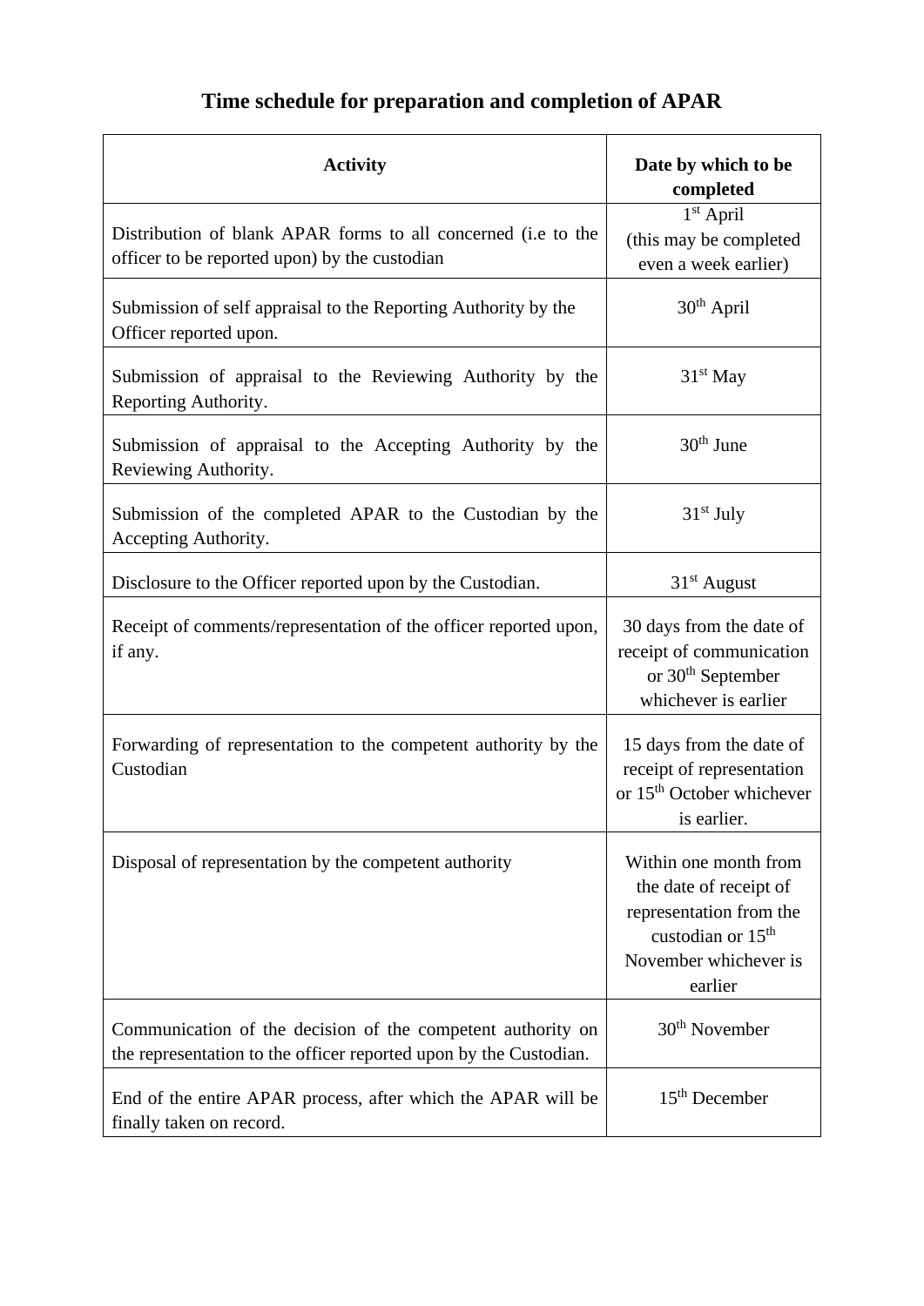# Time schedule for preparation and completion of APAR

| Activity | Date by which to be completed |
|---|---|
| Distribution of blank APAR forms to all concerned (i.e to the officer to be reported upon) by the custodian | 1st April (this may be completed even a week earlier) |
| Submission of self appraisal to the Reporting Authority by the Officer reported upon. | 30th April |
| Submission of appraisal to the Reviewing Authority by the Reporting Authority. | 31st May |
| Submission of appraisal to the Accepting Authority by the Reviewing Authority. | 30th June |
| Submission of the completed APAR to the Custodian by the Accepting Authority. | 31st July |
| Disclosure to the Officer reported upon by the Custodian. | 31st August |
| Receipt of comments/representation of the officer reported upon, if any. | 30 days from the date of receipt of communication or 30th September whichever is earlier |
| Forwarding of representation to the competent authority by the Custodian | 15 days from the date of receipt of representation or 15th October whichever is earlier. |
| Disposal of representation by the competent authority | Within one month from the date of receipt of representation from the custodian or 15th November whichever is earlier |
| Communication of the decision of the competent authority on the representation to the officer reported upon by the Custodian. | 30th November |
| End of the entire APAR process, after which the APAR will be finally taken on record. | 15th December |